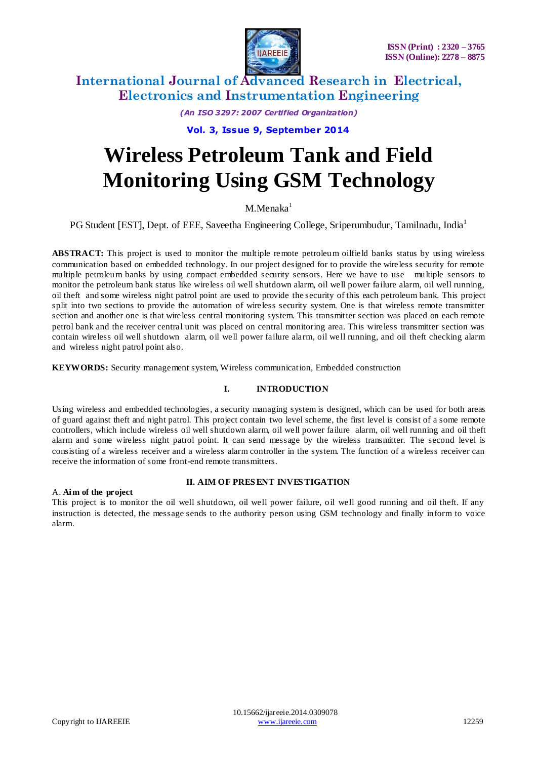# Wireless Petroleum Tank and Field Monitoring Using GSM Technology

M.Menaka[1]

PG Student [EST], Dept. of EEE, Saveetha Engineering College, Sriperumbudur, Tamilnadu, India[1]

**ABSTRACT:** This project is used to monitor the multiple remote petroleum oilfield banks status by using wireless communication based on embedded technology. In our project designed for to provide the wireless security for remote multiple petroleum banks by using compact embedded security sensors. Here we have to use multiple sensors to monitor the petroleum bank status like wireless oil well shutdown alarm, oil well power failure alarm, oil well running, oil theft and some wireless night patrol point are used to provide the security of this each petroleum bank. This project split into two sections to provide the automation of wireless security system. One is that wireless remote transmitter section and another one is that wireless central monitoring system. This transmitter section was placed on each remote petrol bank and the receiver central unit was placed on central monitoring area. This wireless transmitter section was contain wireless oil well shutdown alarm, oil well power failure alarm, oil well running, and oil theft checking alarm and wireless night patrol point also.

**KEYWORDS:** Security management system, Wireless communication, Embedded construction

## I. INTRODUCTION

Using wireless and embedded technologies, a security managing system is designed, which can be used for both areas of guard against theft and night patrol. This project contain two level scheme, the first level is consist of a some remote controllers, which include wireless oil well shutdown alarm, oil well power failure alarm, oil well running and oil theft alarm and some wireless night patrol point. It can send message by the wireless transmitter. The second level is consisting of a wireless receiver and a wireless alarm controller in the system. The function of a wireless receiver can receive the information of some front-end remote transmitters.

## II. AIM OF PRESENT INVESTIGATION

### A. Aim of the project

This project is to monitor the oil well shutdown, oil well power failure, oil well good running and oil theft. If any instruction is detected, the message sends to the authority person using GSM technology and finally inform to voice alarm.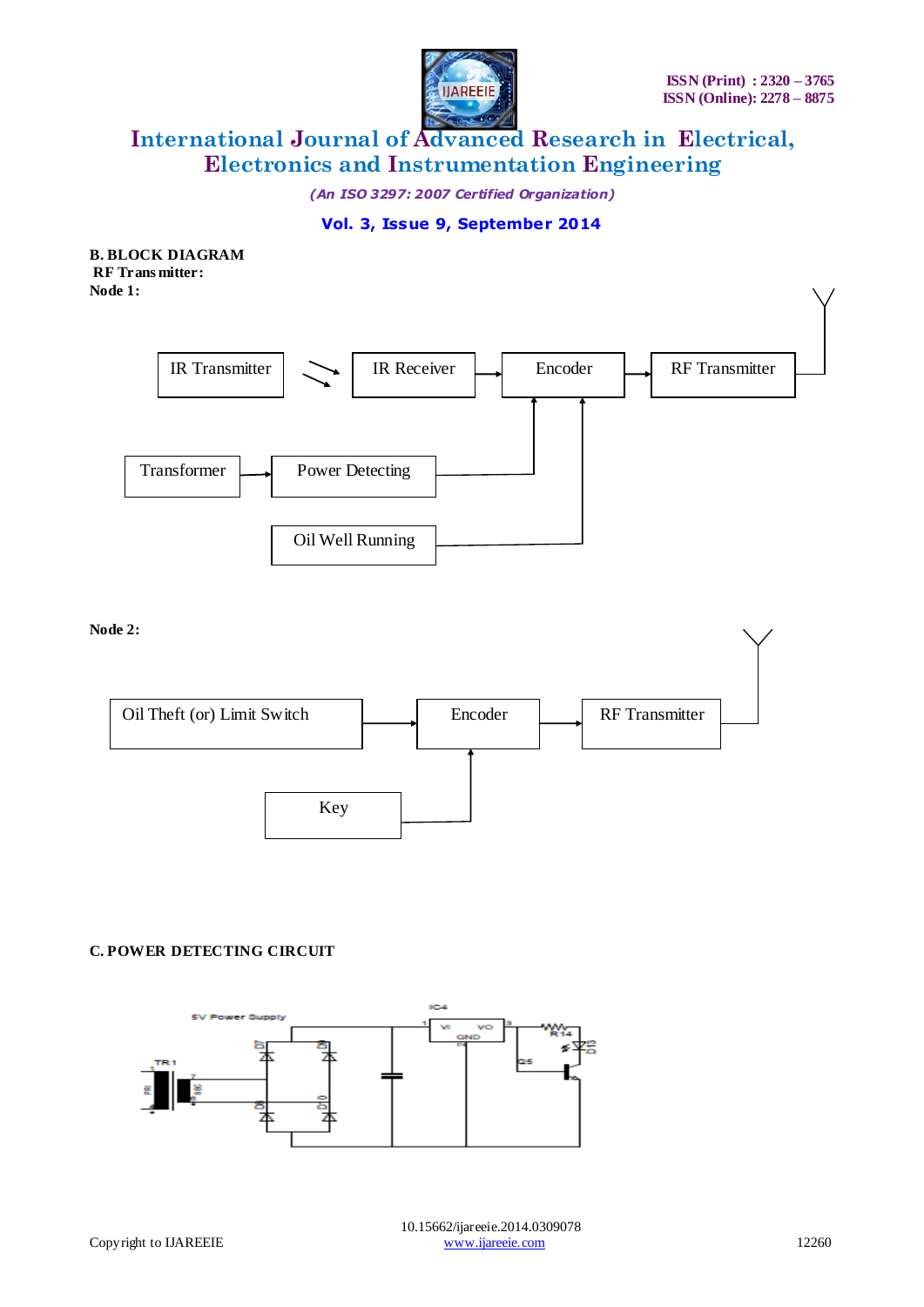**B. BLOCK DIAGRAM**

**RF Transmitter:**

**Node 1:**

IR Transmitter → IR Receiver → Encoder → RF Transmitter

Transformer → Power Detecting → Encoder

Oil Well Running → Encoder

**Node 2:**

Oil Theft (or) Limit Switch → Encoder → RF Transmitter

Key → Encoder

**C. POWER DETECTING CIRCUIT**

5V Power Supply

TR1, D7, D8, D9, D10, IC4 (VI, VO, GND), R14, D13, Q5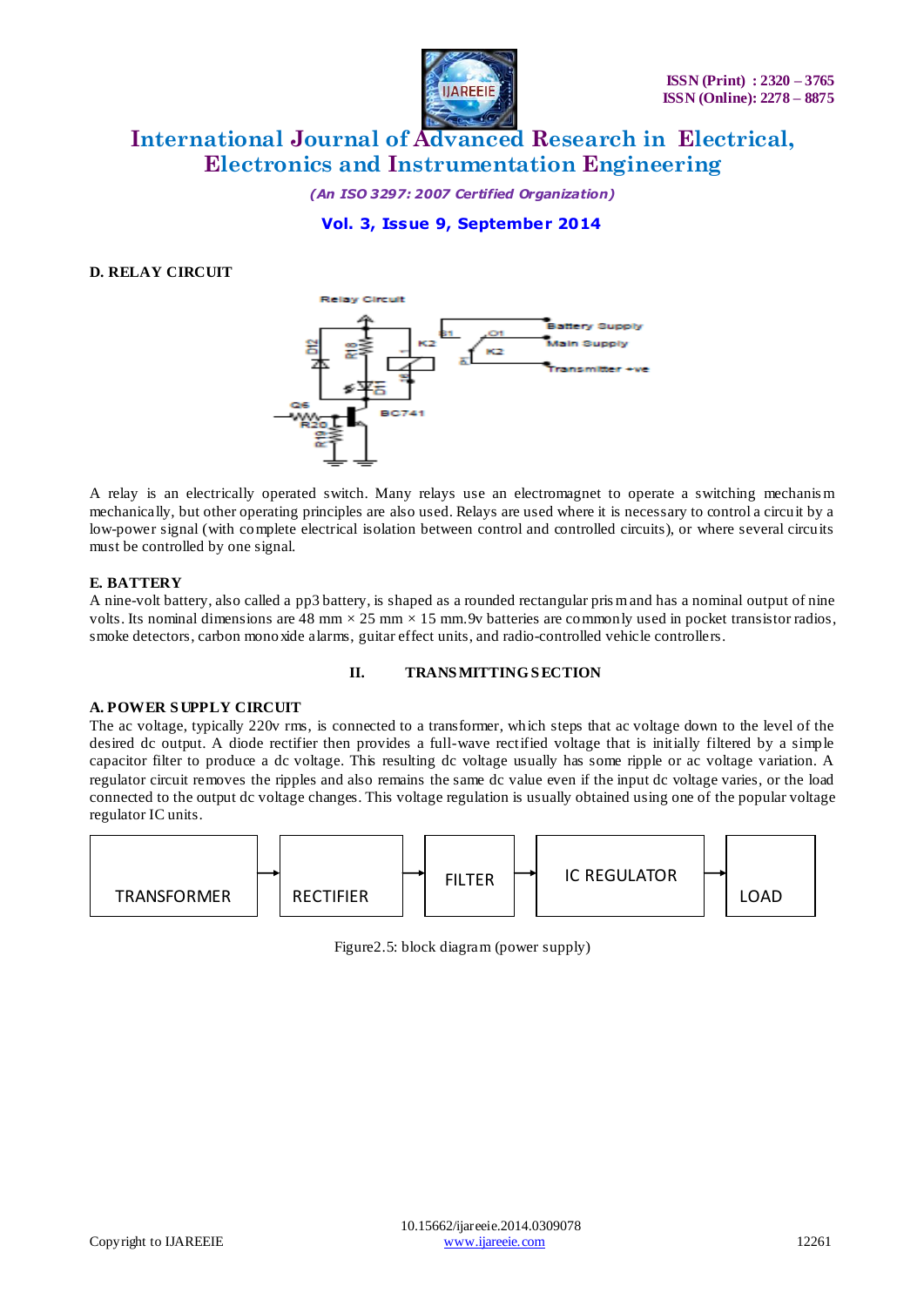### D. RELAY CIRCUIT

A relay is an electrically operated switch. Many relays use an electromagnet to operate a switching mechanism mechanically, but other operating principles are also used. Relays are used where it is necessary to control a circuit by a low-power signal (with complete electrical isolation between control and controlled circuits), or where several circuits must be controlled by one signal.

### E. BATTERY

A nine-volt battery, also called a pp3 battery, is shaped as a rounded rectangular prism and has a nominal output of nine volts. Its nominal dimensions are 48 mm × 25 mm × 15 mm.9v batteries are commonly used in pocket transistor radios, smoke detectors, carbon monoxide alarms, guitar effect units, and radio-controlled vehicle controllers.

## II. TRANSMITTING SECTION

### A. POWER SUPPLY CIRCUIT

The ac voltage, typically 220v rms, is connected to a transformer, which steps that ac voltage down to the level of the desired dc output. A diode rectifier then provides a full-wave rectified voltage that is initially filtered by a simple capacitor filter to produce a dc voltage. This resulting dc voltage usually has some ripple or ac voltage variation. A regulator circuit removes the ripples and also remains the same dc value even if the input dc voltage varies, or the load connected to the output dc voltage changes. This voltage regulation is usually obtained using one of the popular voltage regulator IC units.

TRANSFORMER → RECTIFIER → FILTER → IC REGULATOR → LOAD

Figure2.5: block diagram (power supply)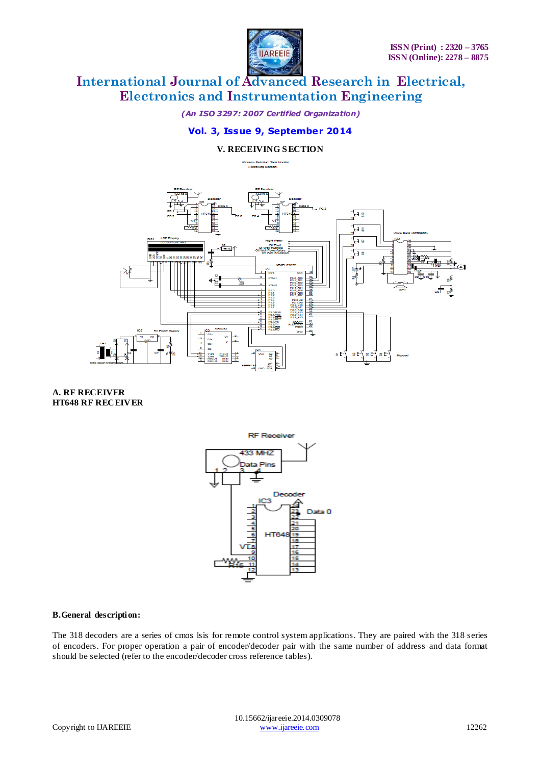## V. RECEIVING SECTION

### A. RF RECEIVER

**HT648 RF RECEIVER**

### B. General description:

The 318 decoders are a series of cmos lsis for remote control system applications. They are paired with the 318 series of encoders. For proper operation a pair of encoder/decoder pair with the same number of address and data format should be selected (refer to the encoder/decoder cross reference tables).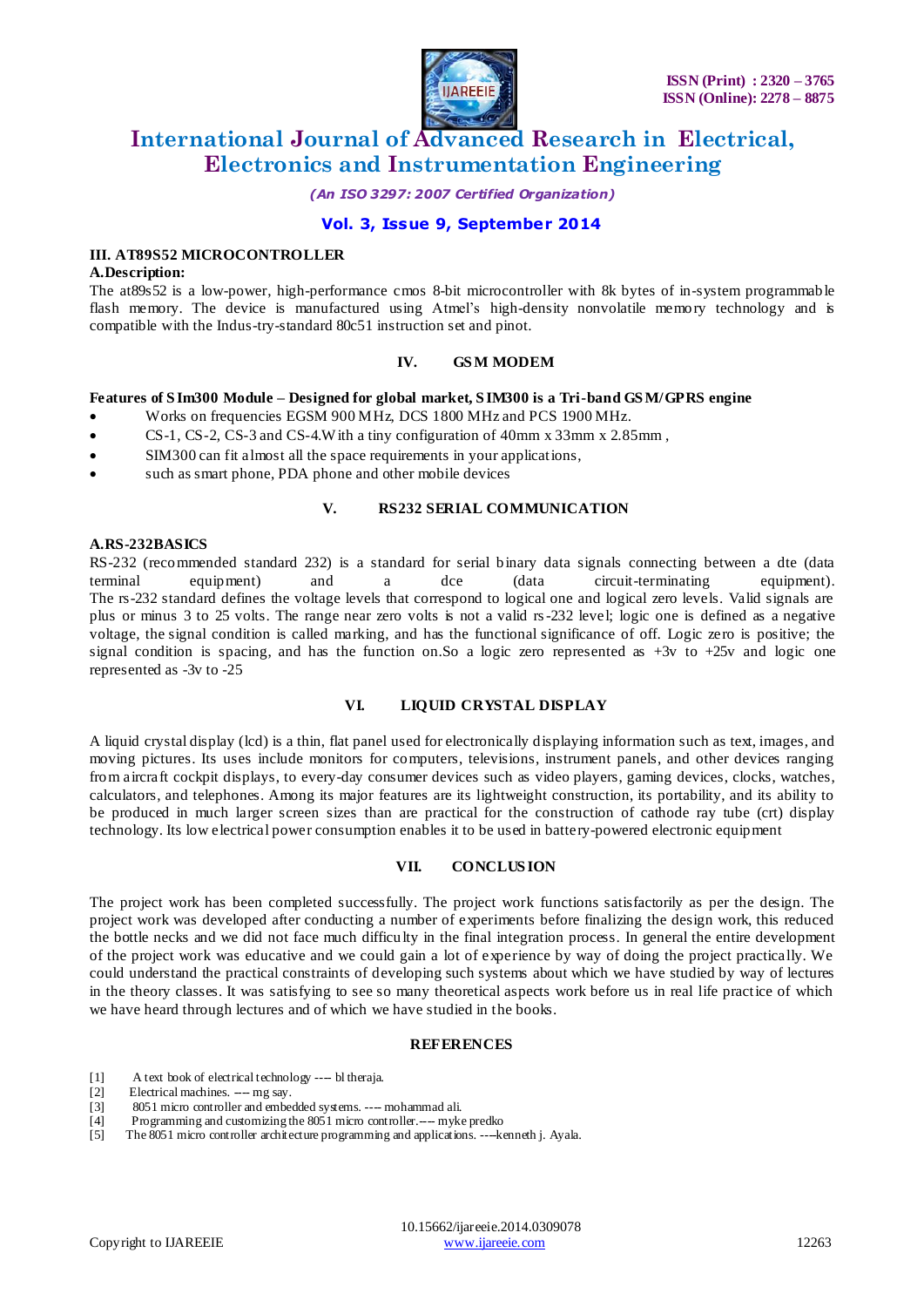## III. AT89S52 MICROCONTROLLER

**A.Description:**

The at89s52 is a low-power, high-performance cmos 8-bit microcontroller with 8k bytes of in-system programmable flash memory. The device is manufactured using Atmel's high-density nonvolatile memory technology and is compatible with the Indus-try-standard 80c51 instruction set and pinot.

## IV. GSM MODEM

**Features of SIm300 Module – Designed for global market, SIM300 is a Tri-band GSM/GPRS engine**

- Works on frequencies EGSM 900 MHz, DCS 1800 MHz and PCS 1900 MHz.
- CS-1, CS-2, CS-3 and CS-4.With a tiny configuration of 40mm x 33mm x 2.85mm ,
- SIM300 can fit almost all the space requirements in your applications,
- such as smart phone, PDA phone and other mobile devices

## V. RS232 SERIAL COMMUNICATION

**A.RS-232BASICS**

RS-232 (recommended standard 232) is a standard for serial binary data signals connecting between a dte (data terminal equipment) and a dce (data circuit-terminating equipment).
The rs-232 standard defines the voltage levels that correspond to logical one and logical zero levels. Valid signals are plus or minus 3 to 25 volts. The range near zero volts is not a valid rs-232 level; logic one is defined as a negative voltage, the signal condition is called marking, and has the functional significance of off. Logic zero is positive; the signal condition is spacing, and has the function on.So a logic zero represented as +3v to +25v and logic one represented as -3v to -25

## VI. LIQUID CRYSTAL DISPLAY

A liquid crystal display (lcd) is a thin, flat panel used for electronically displaying information such as text, images, and moving pictures. Its uses include monitors for computers, televisions, instrument panels, and other devices ranging from aircraft cockpit displays, to every-day consumer devices such as video players, gaming devices, clocks, watches, calculators, and telephones. Among its major features are its lightweight construction, its portability, and its ability to be produced in much larger screen sizes than are practical for the construction of cathode ray tube (crt) display technology. Its low electrical power consumption enables it to be used in battery-powered electronic equipment

## VII. CONCLUSION

The project work has been completed successfully. The project work functions satisfactorily as per the design. The project work was developed after conducting a number of experiments before finalizing the design work, this reduced the bottle necks and we did not face much difficulty in the final integration process. In general the entire development of the project work was educative and we could gain a lot of experience by way of doing the project practically. We could understand the practical constraints of developing such systems about which we have studied by way of lectures in the theory classes. It was satisfying to see so many theoretical aspects work before us in real life practice of which we have heard through lectures and of which we have studied in the books.

## REFERENCES

[1] A text book of electrical technology ---- bl theraja.

[2] Electrical machines. ---- mg say.

[3] 8051 micro controller and embedded systems. ---- mohammad ali.

[4] Programming and customizing the 8051 micro controller.---- myke predko

[5] The 8051 micro controller architecture programming and applications. ----kenneth j. Ayala.